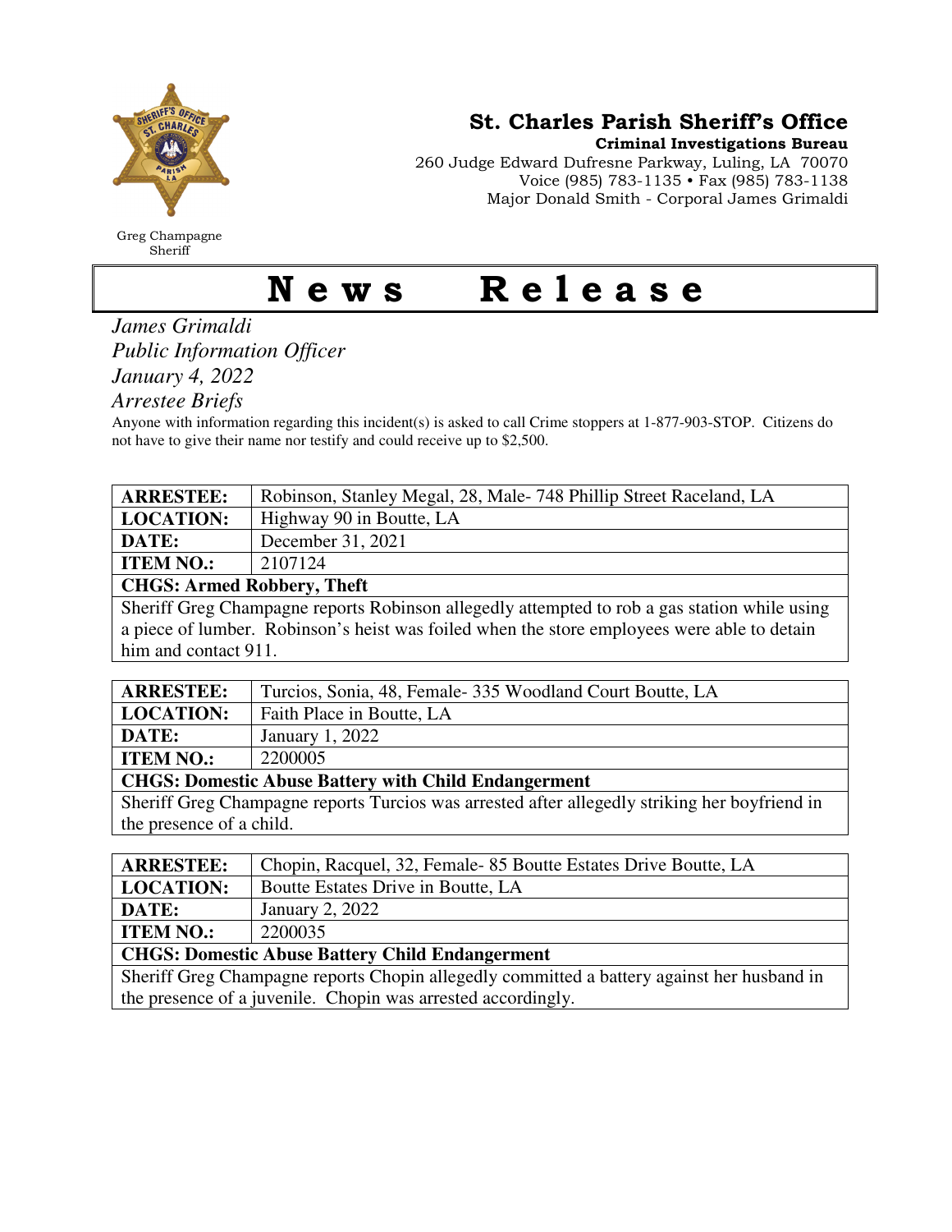Greg Champagne
Sheriff

**St. Charles Parish Sheriff's Office**
**Criminal Investigations Bureau**
260 Judge Edward Dufresne Parkway, Luling, LA 70070
Voice (985) 783-1135 • Fax (985) 783-1138
Major Donald Smith - Corporal James Grimaldi

# News Release

*James Grimaldi*
*Public Information Officer*
*January 4, 2022*
*Arrestee Briefs*

Anyone with information regarding this incident(s) is asked to call Crime stoppers at 1-877-903-STOP. Citizens do not have to give their name nor testify and could receive up to $2,500.

| **ARRESTEE:** | Robinson, Stanley Megal, 28, Male- 748 Phillip Street Raceland, LA |
|---|---|
| **LOCATION:** | Highway 90 in Boutte, LA |
| **DATE:** | December 31, 2021 |
| **ITEM NO.:** | 2107124 |
| **CHGS: Armed Robbery, Theft** | |
| Sheriff Greg Champagne reports Robinson allegedly attempted to rob a gas station while using a piece of lumber. Robinson's heist was foiled when the store employees were able to detain him and contact 911. | |

| **ARRESTEE:** | Turcios, Sonia, 48, Female- 335 Woodland Court Boutte, LA |
|---|---|
| **LOCATION:** | Faith Place in Boutte, LA |
| **DATE:** | January 1, 2022 |
| **ITEM NO.:** | 2200005 |
| **CHGS: Domestic Abuse Battery with Child Endangerment** | |
| Sheriff Greg Champagne reports Turcios was arrested after allegedly striking her boyfriend in the presence of a child. | |

| **ARRESTEE:** | Chopin, Racquel, 32, Female- 85 Boutte Estates Drive Boutte, LA |
|---|---|
| **LOCATION:** | Boutte Estates Drive in Boutte, LA |
| **DATE:** | January 2, 2022 |
| **ITEM NO.:** | 2200035 |
| **CHGS: Domestic Abuse Battery Child Endangerment** | |
| Sheriff Greg Champagne reports Chopin allegedly committed a battery against her husband in the presence of a juvenile. Chopin was arrested accordingly. | |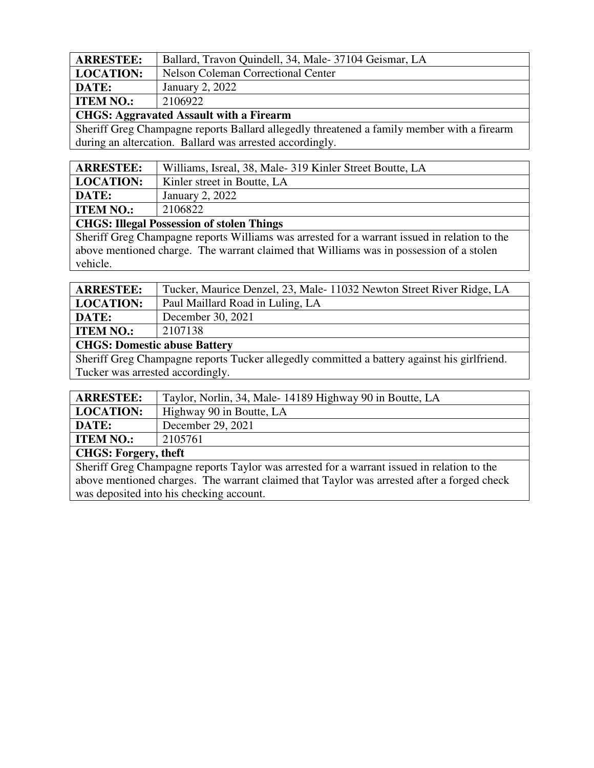| | |
|---|---|
| **ARRESTEE:** | Ballard, Travon Quindell, 34, Male- 37104 Geismar, LA |
| **LOCATION:** | Nelson Coleman Correctional Center |
| **DATE:** | January 2, 2022 |
| **ITEM NO.:** | 2106922 |
| **CHGS: Aggravated Assault with a Firearm** | |
| Sheriff Greg Champagne reports Ballard allegedly threatened a family member with a firearm during an altercation. Ballard was arrested accordingly. | |

| | |
|---|---|
| **ARRESTEE:** | Williams, Isreal, 38, Male- 319 Kinler Street Boutte, LA |
| **LOCATION:** | Kinler street in Boutte, LA |
| **DATE:** | January 2, 2022 |
| **ITEM NO.:** | 2106822 |
| **CHGS: Illegal Possession of stolen Things** | |
| Sheriff Greg Champagne reports Williams was arrested for a warrant issued in relation to the above mentioned charge. The warrant claimed that Williams was in possession of a stolen vehicle. | |

| | |
|---|---|
| **ARRESTEE:** | Tucker, Maurice Denzel, 23, Male- 11032 Newton Street River Ridge, LA |
| **LOCATION:** | Paul Maillard Road in Luling, LA |
| **DATE:** | December 30, 2021 |
| **ITEM NO.:** | 2107138 |
| **CHGS: Domestic abuse Battery** | |
| Sheriff Greg Champagne reports Tucker allegedly committed a battery against his girlfriend. Tucker was arrested accordingly. | |

| | |
|---|---|
| **ARRESTEE:** | Taylor, Norlin, 34, Male- 14189 Highway 90 in Boutte, LA |
| **LOCATION:** | Highway 90 in Boutte, LA |
| **DATE:** | December 29, 2021 |
| **ITEM NO.:** | 2105761 |
| **CHGS: Forgery, theft** | |
| Sheriff Greg Champagne reports Taylor was arrested for a warrant issued in relation to the above mentioned charges. The warrant claimed that Taylor was arrested after a forged check was deposited into his checking account. | |